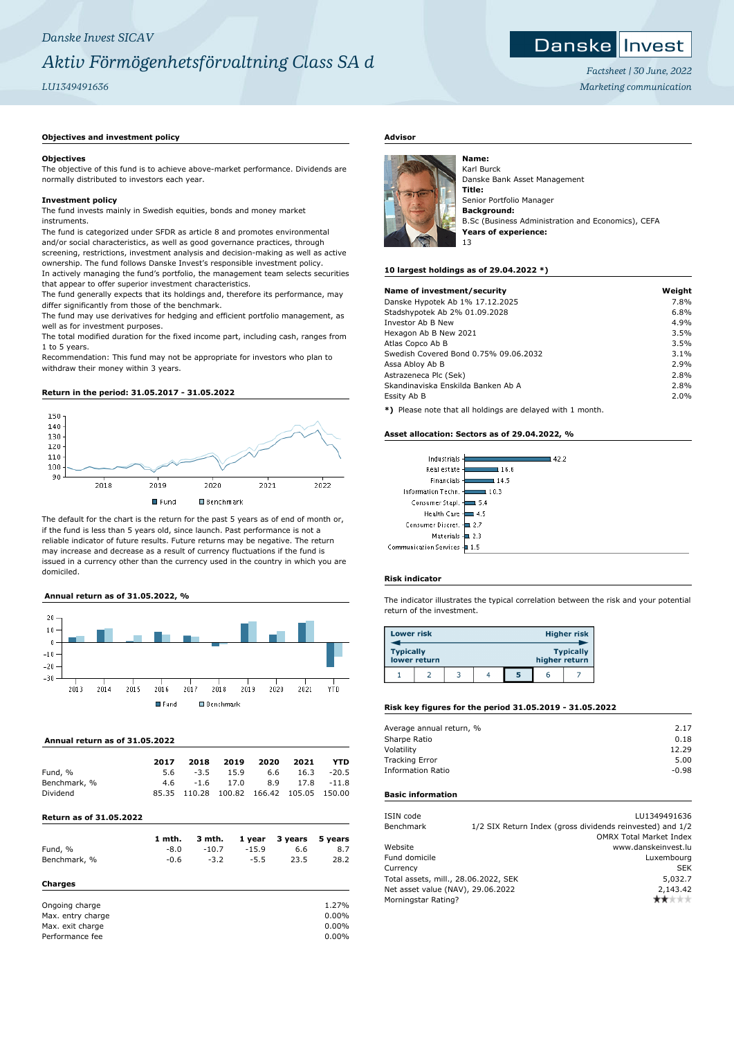*Danske Invest SICAV*

# *Aktiv Förmögenhetsförvaltning Class SA d*

*LU1349491636*

*Factsheet | 30 June, 2022*

*Marketing communication*

## Objectives and investment policy

### Objectives

The objective of this fund is to achieve above-market performance. Dividends are normally distributed to investors each year.

### Investment policy

The fund invests mainly in Swedish equities, bonds and money market instruments.

The fund is categorized under SFDR as article 8 and promotes environmental and/or social characteristics, as well as good governance practices, through screening, restrictions, investment analysis and decision-making as well as active ownership. The fund follows Danske Invest's responsible investment policy.

In actively managing the fund's portfolio, the management team selects securities that appear to offer superior investment characteristics.

The fund generally expects that its holdings and, therefore its performance, may differ significantly from those of the benchmark.

The fund may use derivatives for hedging and efficient portfolio management, as well as for investment purposes.

The total modified duration for the fixed income part, including cash, ranges from 1 to 5 years.

Recommendation: This fund may not be appropriate for investors who plan to withdraw their money within 3 years.

## Return in the period: 31.05.2017 - 31.05.2022

Fund | Benchmark

The default for the chart is the return for the past 5 years as of end of month or, if the fund is less than 5 years old, since launch. Past performance is not a reliable indicator of future results. Future returns may be negative. The return may increase and decrease as a result of currency fluctuations if the fund is issued in a currency other than the currency used in the country in which you are domiciled.

## Annual return as of 31.05.2022, %

Fund | Benchmark

## Annual return as of 31.05.2022

| | 2017 | 2018 | 2019 | 2020 | 2021 | YTD |
|---|---|---|---|---|---|---|
| Fund, % | 5.6 | -3.5 | 15.9 | 6.6 | 16.3 | -20.5 |
| Benchmark, % | 4.6 | -1.6 | 17.0 | 8.9 | 17.8 | -11.8 |
| Dividend | 85.35 | 110.28 | 100.82 | 166.42 | 105.05 | 150.00 |

## Return as of 31.05.2022

| | 1 mth. | 3 mth. | 1 year | 3 years | 5 years |
|---|---|---|---|---|---|
| Fund, % | -8.0 | -10.7 | -15.9 | 6.6 | 8.7 |
| Benchmark, % | -0.6 | -3.2 | -5.5 | 23.5 | 28.2 |

## Charges

| | |
|---|---|
| Ongoing charge | 1.27% |
| Max. entry charge | 0.00% |
| Max. exit charge | 0.00% |
| Performance fee | 0.00% |

## Advisor

**Name:**
Karl Burck
Danske Bank Asset Management
**Title:**
Senior Portfolio Manager
**Background:**
B.Sc (Business Administration and Economics), CEFA
**Years of experience:**
13

## 10 largest holdings as of 29.04.2022 *)

| Name of investment/security | Weight |
|---|---|
| Danske Hypotek Ab 1% 17.12.2025 | 7.8% |
| Stadshypotek Ab 2% 01.09.2028 | 6.8% |
| Investor Ab B New | 4.9% |
| Hexagon Ab B New 2021 | 3.5% |
| Atlas Copco Ab B | 3.5% |
| Swedish Covered Bond 0.75% 09.06.2032 | 3.1% |
| Assa Abloy Ab B | 2.9% |
| Astrazeneca Plc (Sek) | 2.8% |
| Skandinaviska Enskilda Banken Ab A | 2.8% |
| Essity Ab B | 2.0% |

*) Please note that all holdings are delayed with 1 month.

## Asset allocation: Sectors as of 29.04.2022, %

| Sector | % |
|---|---|
| Industrials | 42.2 |
| Real estate | 16.6 |
| Financials | 14.5 |
| Information Techn. | 10.3 |
| Consumer Stapl. | 5.4 |
| Health Care | 4.5 |
| Consumer Discret. | 2.7 |
| Materials | 2.3 |
| Communication Services | 1.5 |

## Risk indicator

The indicator illustrates the typical correlation between the risk and your potential return of the investment.

Lower risk — Higher risk
Typically lower return — Typically higher return

| 1 | 2 | 3 | 4 | **5** | 6 | 7 |
|---|---|---|---|---|---|---|

## Risk key figures for the period 31.05.2019 - 31.05.2022

| | |
|---|---|
| Average annual return, % | 2.17 |
| Sharpe Ratio | 0.18 |
| Volatility | 12.29 |
| Tracking Error | 5.00 |
| Information Ratio | -0.98 |

## Basic information

| | |
|---|---|
| ISIN code | LU1349491636 |
| Benchmark | 1/2 SIX Return Index (gross dividends reinvested) and 1/2 OMRX Total Market Index |
| Website | www.danskeinvest.lu |
| Fund domicile | Luxembourg |
| Currency | SEK |
| Total assets, mill., 28.06.2022, SEK | 5,032.7 |
| Net asset value (NAV), 29.06.2022 | 2,143.42 |
| Morningstar Rating? | ★★ |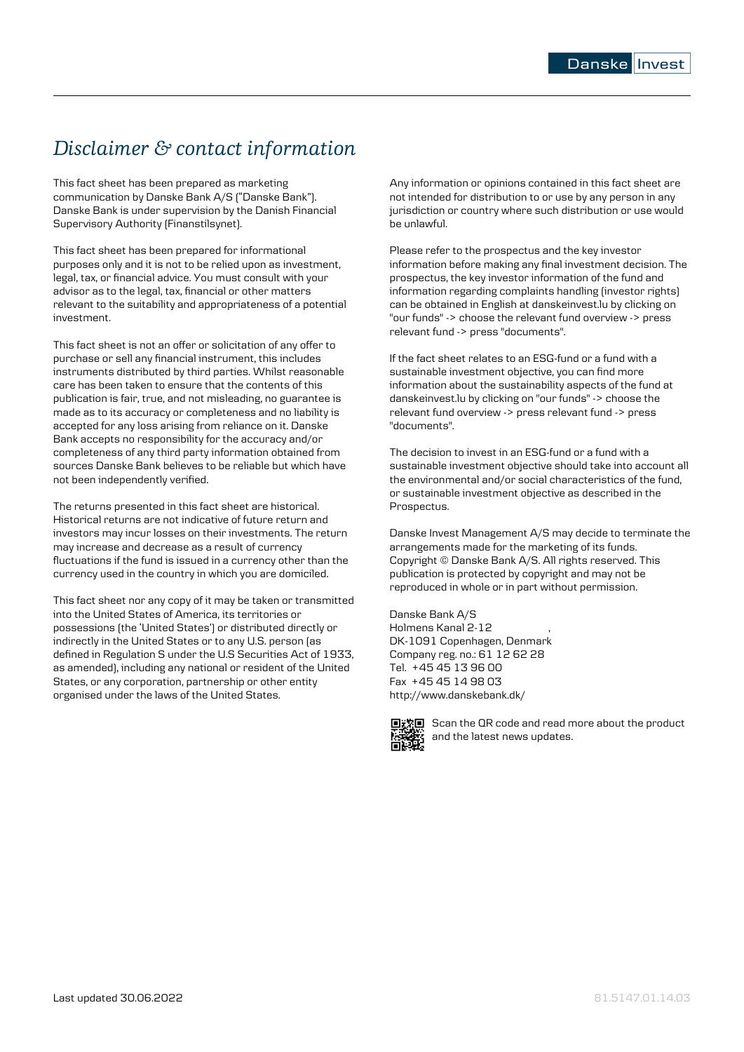# *Disclaimer & contact information*

This fact sheet has been prepared as marketing communication by Danske Bank A/S ("Danske Bank"). Danske Bank is under supervision by the Danish Financial Supervisory Authority (Finanstilsynet).

This fact sheet has been prepared for informational purposes only and it is not to be relied upon as investment, legal, tax, or financial advice. You must consult with your advisor as to the legal, tax, financial or other matters relevant to the suitability and appropriateness of a potential investment.

This fact sheet is not an offer or solicitation of any offer to purchase or sell any financial instrument, this includes instruments distributed by third parties. Whilst reasonable care has been taken to ensure that the contents of this publication is fair, true, and not misleading, no guarantee is made as to its accuracy or completeness and no liability is accepted for any loss arising from reliance on it. Danske Bank accepts no responsibility for the accuracy and/or completeness of any third party information obtained from sources Danske Bank believes to be reliable but which have not been independently verified.

The returns presented in this fact sheet are historical. Historical returns are not indicative of future return and investors may incur losses on their investments. The return may increase and decrease as a result of currency fluctuations if the fund is issued in a currency other than the currency used in the country in which you are domiciled.

This fact sheet nor any copy of it may be taken or transmitted into the United States of America, its territories or possessions (the 'United States') or distributed directly or indirectly in the United States or to any U.S. person (as defined in Regulation S under the U.S Securities Act of 1933, as amended), including any national or resident of the United States, or any corporation, partnership or other entity organised under the laws of the United States.

Any information or opinions contained in this fact sheet are not intended for distribution to or use by any person in any jurisdiction or country where such distribution or use would be unlawful.

Please refer to the prospectus and the key investor information before making any final investment decision. The prospectus, the key investor information of the fund and information regarding complaints handling (investor rights) can be obtained in English at danskeinvest.lu by clicking on "our funds" -> choose the relevant fund overview -> press relevant fund -> press "documents".

If the fact sheet relates to an ESG-fund or a fund with a sustainable investment objective, you can find more information about the sustainability aspects of the fund at danskeinvest.lu by clicking on "our funds" -> choose the relevant fund overview -> press relevant fund -> press "documents".

The decision to invest in an ESG-fund or a fund with a sustainable investment objective should take into account all the environmental and/or social characteristics of the fund, or sustainable investment objective as described in the Prospectus.

Danske Invest Management A/S may decide to terminate the arrangements made for the marketing of its funds. Copyright © Danske Bank A/S. All rights reserved. This publication is protected by copyright and may not be reproduced in whole or in part without permission.

Danske Bank A/S
Holmens Kanal 2-12 ,
DK-1091 Copenhagen, Denmark
Company reg. no.: 61 12 62 28
Tel. +45 45 13 96 00
Fax +45 45 14 98 03
http://www.danskebank.dk/

Scan the QR code and read more about the product and the latest news updates.

Last updated 30.06.2022

81.5147.01.14.03